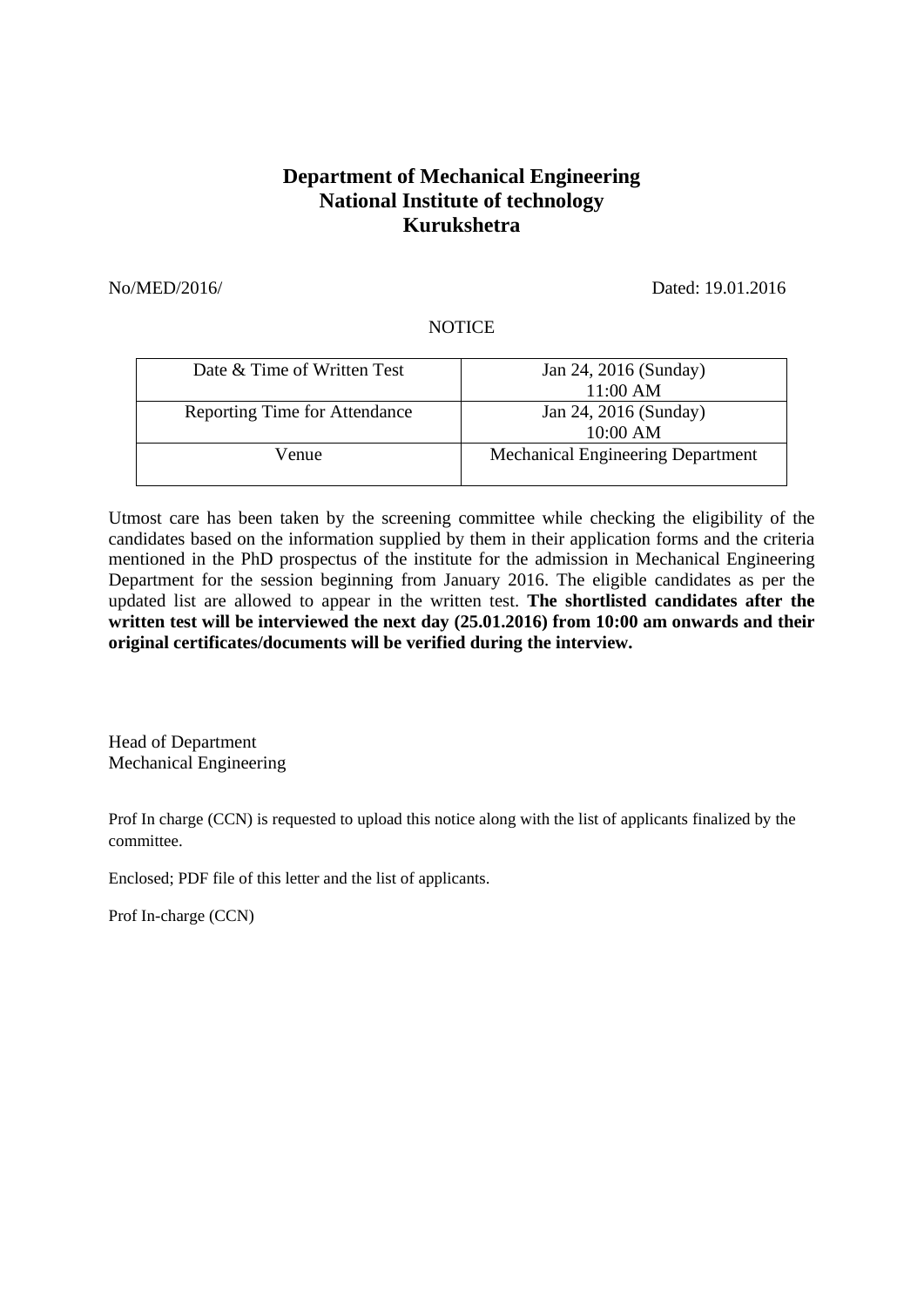**Department of Mechanical Engineering**
**National Institute of technology**
**Kurukshetra**

No/MED/2016/ Dated: 19.01.2016

NOTICE

| Date & Time of Written Test | Jan 24, 2016 (Sunday) 11:00 AM |
|---|---|
| Reporting Time for Attendance | Jan 24, 2016 (Sunday) 10:00 AM |
| Venue | Mechanical Engineering Department |

Utmost care has been taken by the screening committee while checking the eligibility of the candidates based on the information supplied by them in their application forms and the criteria mentioned in the PhD prospectus of the institute for the admission in Mechanical Engineering Department for the session beginning from January 2016. The eligible candidates as per the updated list are allowed to appear in the written test. **The shortlisted candidates after the written test will be interviewed the next day (25.01.2016) from 10:00 am onwards and their original certificates/documents will be verified during the interview.**

Head of Department
Mechanical Engineering

Prof In charge (CCN) is requested to upload this notice along with the list of applicants finalized by the committee.

Enclosed; PDF file of this letter and the list of applicants.

Prof In-charge (CCN)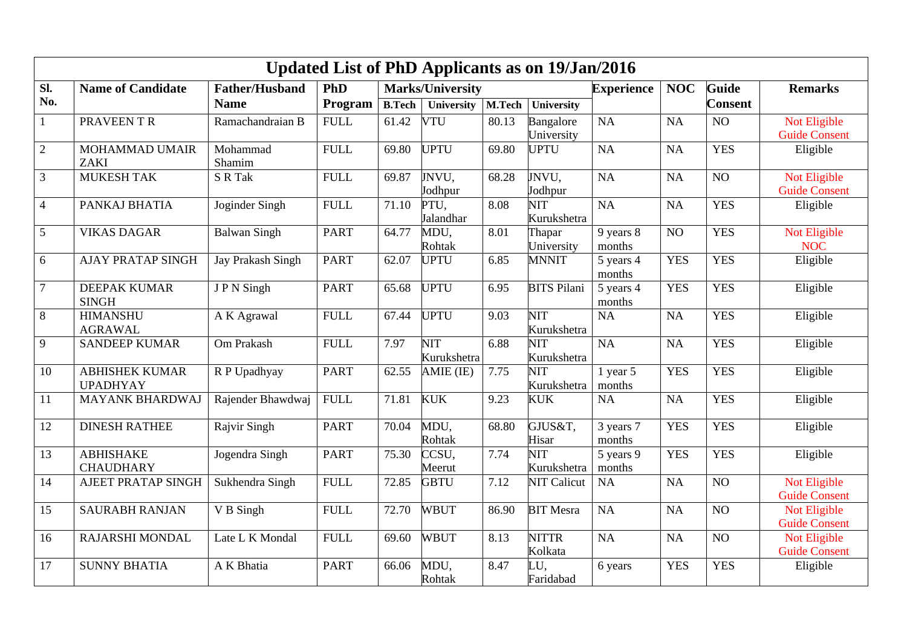# Updated List of PhD Applicants as on 19/Jan/2016

| Sl. No. | Name of Candidate | Father/Husband Name | PhD Program | Marks/University | | | | Experience | NOC | Guide Consent | Remarks |
|---|---|---|---|---|---|---|---|---|---|---|---|
| | | | | B.Tech | University | M.Tech | University | | | | |
| 1 | PRAVEEN T R | Ramachandraian B | FULL | 61.42 | VTU | 80.13 | Bangalore University | NA | NA | NO | Not Eligible Guide Consent |
| 2 | MOHAMMAD UMAIR ZAKI | Mohammad Shamim | FULL | 69.80 | UPTU | 69.80 | UPTU | NA | NA | YES | Eligible |
| 3 | MUKESH TAK | S R Tak | FULL | 69.87 | JNVU, Jodhpur | 68.28 | JNVU, Jodhpur | NA | NA | NO | Not Eligible Guide Consent |
| 4 | PANKAJ BHATIA | Joginder Singh | FULL | 71.10 | PTU, Jalandhar | 8.08 | NIT Kurukshetra | NA | NA | YES | Eligible |
| 5 | VIKAS DAGAR | Balwan Singh | PART | 64.77 | MDU, Rohtak | 8.01 | Thapar University | 9 years 8 months | NO | YES | Not Eligible NOC |
| 6 | AJAY PRATAP SINGH | Jay Prakash Singh | PART | 62.07 | UPTU | 6.85 | MNNIT | 5 years 4 months | YES | YES | Eligible |
| 7 | DEEPAK KUMAR SINGH | J P N Singh | PART | 65.68 | UPTU | 6.95 | BITS Pilani | 5 years 4 months | YES | YES | Eligible |
| 8 | HIMANSHU AGRAWAL | A K Agrawal | FULL | 67.44 | UPTU | 9.03 | NIT Kurukshetra | NA | NA | YES | Eligible |
| 9 | SANDEEP KUMAR | Om Prakash | FULL | 7.97 | NIT Kurukshetra | 6.88 | NIT Kurukshetra | NA | NA | YES | Eligible |
| 10 | ABHISHEK KUMAR UPADHYAY | R P Upadhyay | PART | 62.55 | AMIE (IE) | 7.75 | NIT Kurukshetra | 1 year 5 months | YES | YES | Eligible |
| 11 | MAYANK BHARDWAJ | Rajender Bhawdwaj | FULL | 71.81 | KUK | 9.23 | KUK | NA | NA | YES | Eligible |
| 12 | DINESH RATHEE | Rajvir Singh | PART | 70.04 | MDU, Rohtak | 68.80 | GJUS&T, Hisar | 3 years 7 months | YES | YES | Eligible |
| 13 | ABHISHAKE CHAUDHARY | Jogendra Singh | PART | 75.30 | CCSU, Meerut | 7.74 | NIT Kurukshetra | 5 years 9 months | YES | YES | Eligible |
| 14 | AJEET PRATAP SINGH | Sukhendra Singh | FULL | 72.85 | GBTU | 7.12 | NIT Calicut | NA | NA | NO | Not Eligible Guide Consent |
| 15 | SAURABH RANJAN | V B Singh | FULL | 72.70 | WBUT | 86.90 | BIT Mesra | NA | NA | NO | Not Eligible Guide Consent |
| 16 | RAJARSHI MONDAL | Late L K Mondal | FULL | 69.60 | WBUT | 8.13 | NITTR Kolkata | NA | NA | NO | Not Eligible Guide Consent |
| 17 | SUNNY BHATIA | A K Bhatia | PART | 66.06 | MDU, Rohtak | 8.47 | LU, Faridabad | 6 years | YES | YES | Eligible |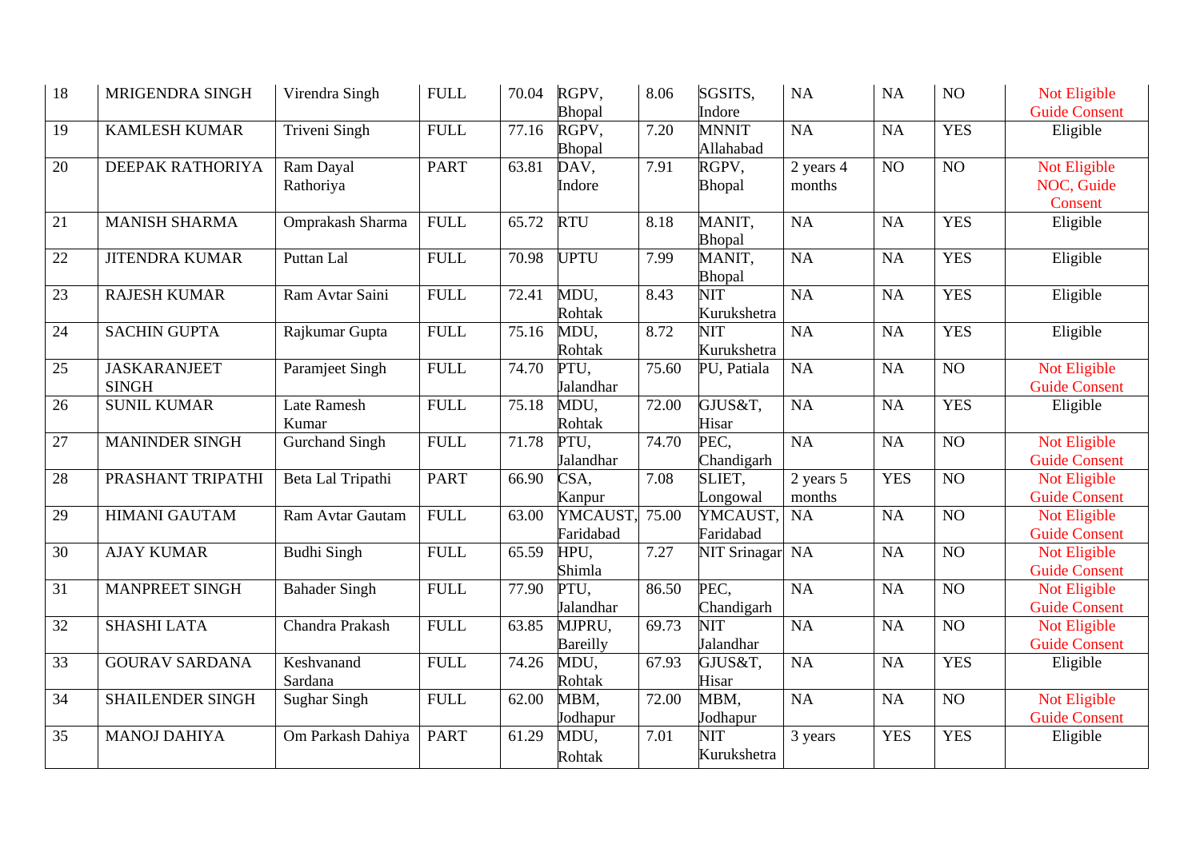| 18 | MRIGENDRA SINGH | Virendra Singh | FULL | 70.04 | RGPV, Bhopal | 8.06 | SGSITS, Indore | NA | NA | NO | Not Eligible Guide Consent |
|---|---|---|---|---|---|---|---|---|---|---|---|
| 19 | KAMLESH KUMAR | Triveni Singh | FULL | 77.16 | RGPV, Bhopal | 7.20 | MNNIT Allahabad | NA | NA | YES | Eligible |
| 20 | DEEPAK RATHORIYA | Ram Dayal Rathoriya | PART | 63.81 | DAV, Indore | 7.91 | RGPV, Bhopal | 2 years 4 months | NO | NO | Not Eligible NOC, Guide Consent |
| 21 | MANISH SHARMA | Omprakash Sharma | FULL | 65.72 | RTU | 8.18 | MANIT, Bhopal | NA | NA | YES | Eligible |
| 22 | JITENDRA KUMAR | Puttan Lal | FULL | 70.98 | UPTU | 7.99 | MANIT, Bhopal | NA | NA | YES | Eligible |
| 23 | RAJESH KUMAR | Ram Avtar Saini | FULL | 72.41 | MDU, Rohtak | 8.43 | NIT Kurukshetra | NA | NA | YES | Eligible |
| 24 | SACHIN GUPTA | Rajkumar Gupta | FULL | 75.16 | MDU, Rohtak | 8.72 | NIT Kurukshetra | NA | NA | YES | Eligible |
| 25 | JASKARANJEET SINGH | Paramjeet Singh | FULL | 74.70 | PTU, Jalandhar | 75.60 | PU, Patiala | NA | NA | NO | Not Eligible Guide Consent |
| 26 | SUNIL KUMAR | Late Ramesh Kumar | FULL | 75.18 | MDU, Rohtak | 72.00 | GJUS&T, Hisar | NA | NA | YES | Eligible |
| 27 | MANINDER SINGH | Gurchand Singh | FULL | 71.78 | PTU, Jalandhar | 74.70 | PEC, Chandigarh | NA | NA | NO | Not Eligible Guide Consent |
| 28 | PRASHANT TRIPATHI | Beta Lal Tripathi | PART | 66.90 | CSA, Kanpur | 7.08 | SLIET, Longowal | 2 years 5 months | YES | NO | Not Eligible Guide Consent |
| 29 | HIMANI GAUTAM | Ram Avtar Gautam | FULL | 63.00 | YMCAUST, Faridabad | 75.00 | YMCAUST, Faridabad | NA | NA | NO | Not Eligible Guide Consent |
| 30 | AJAY KUMAR | Budhi Singh | FULL | 65.59 | HPU, Shimla | 7.27 | NIT Srinagar | NA | NA | NO | Not Eligible Guide Consent |
| 31 | MANPREET SINGH | Bahader Singh | FULL | 77.90 | PTU, Jalandhar | 86.50 | PEC, Chandigarh | NA | NA | NO | Not Eligible Guide Consent |
| 32 | SHASHI LATA | Chandra Prakash | FULL | 63.85 | MJPRU, Bareilly | 69.73 | NIT Jalandhar | NA | NA | NO | Not Eligible Guide Consent |
| 33 | GOURAV SARDANA | Keshvanand Sardana | FULL | 74.26 | MDU, Rohtak | 67.93 | GJUS&T, Hisar | NA | NA | YES | Eligible |
| 34 | SHAILENDER SINGH | Sughar Singh | FULL | 62.00 | MBM, Jodhpur | 72.00 | MBM, Jodhpur | NA | NA | NO | Not Eligible Guide Consent |
| 35 | MANOJ DAHIYA | Om Parkash Dahiya | PART | 61.29 | MDU, Rohtak | 7.01 | NIT Kurukshetra | 3 years | YES | YES | Eligible |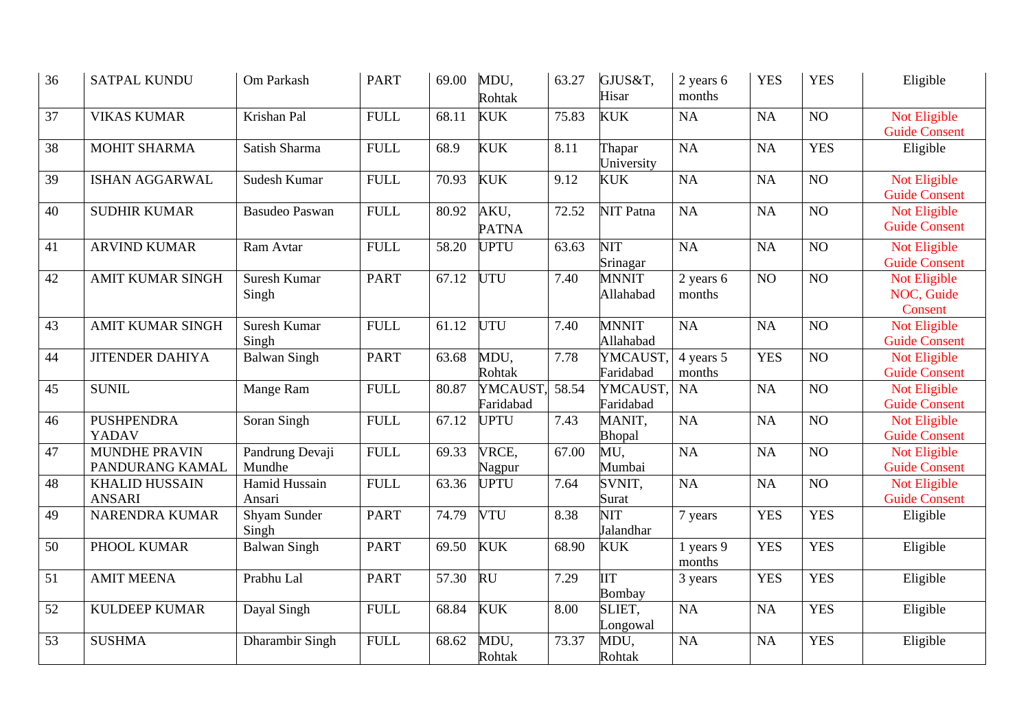| 36 | SATPAL KUNDU | Om Parkash | PART | 69.00 | MDU, Rohtak | 63.27 | GJUS&T, Hisar | 2 years 6 months | YES | YES | Eligible |
|---|---|---|---|---|---|---|---|---|---|---|---|
| 37 | VIKAS KUMAR | Krishan Pal | FULL | 68.11 | KUK | 75.83 | KUK | NA | NA | NO | Not Eligible Guide Consent |
| 38 | MOHIT SHARMA | Satish Sharma | FULL | 68.9 | KUK | 8.11 | Thapar University | NA | NA | YES | Eligible |
| 39 | ISHAN AGGARWAL | Sudesh Kumar | FULL | 70.93 | KUK | 9.12 | KUK | NA | NA | NO | Not Eligible Guide Consent |
| 40 | SUDHIR KUMAR | Basudeo Paswan | FULL | 80.92 | AKU, PATNA | 72.52 | NIT Patna | NA | NA | NO | Not Eligible Guide Consent |
| 41 | ARVIND KUMAR | Ram Avtar | FULL | 58.20 | UPTU | 63.63 | NIT Srinagar | NA | NA | NO | Not Eligible Guide Consent |
| 42 | AMIT KUMAR SINGH | Suresh Kumar Singh | PART | 67.12 | UTU | 7.40 | MNNIT Allahabad | 2 years 6 months | NO | NO | Not Eligible NOC, Guide Consent |
| 43 | AMIT KUMAR SINGH | Suresh Kumar Singh | FULL | 61.12 | UTU | 7.40 | MNNIT Allahabad | NA | NA | NO | Not Eligible Guide Consent |
| 44 | JITENDER DAHIYA | Balwan Singh | PART | 63.68 | MDU, Rohtak | 7.78 | YMCAUST, Faridabad | 4 years 5 months | YES | NO | Not Eligible Guide Consent |
| 45 | SUNIL | Mange Ram | FULL | 80.87 | YMCAUST, Faridabad | 58.54 | YMCAUST, Faridabad | NA | NA | NO | Not Eligible Guide Consent |
| 46 | PUSHPENDRA YADAV | Soran Singh | FULL | 67.12 | UPTU | 7.43 | MANIT, Bhopal | NA | NA | NO | Not Eligible Guide Consent |
| 47 | MUNDHE PRAVIN PANDURANG KAMAL | Pandrung Devaji Mundhe | FULL | 69.33 | VRCE, Nagpur | 67.00 | MU, Mumbai | NA | NA | NO | Not Eligible Guide Consent |
| 48 | KHALID HUSSAIN ANSARI | Hamid Hussain Ansari | FULL | 63.36 | UPTU | 7.64 | SVNIT, Surat | NA | NA | NO | Not Eligible Guide Consent |
| 49 | NARENDRA KUMAR | Shyam Sunder Singh | PART | 74.79 | VTU | 8.38 | NIT Jalandhar | 7 years | YES | YES | Eligible |
| 50 | PHOOL KUMAR | Balwan Singh | PART | 69.50 | KUK | 68.90 | KUK | 1 years 9 months | YES | YES | Eligible |
| 51 | AMIT MEENA | Prabhu Lal | PART | 57.30 | RU | 7.29 | IIT Bombay | 3 years | YES | YES | Eligible |
| 52 | KULDEEP KUMAR | Dayal Singh | FULL | 68.84 | KUK | 8.00 | SLIET, Longowal | NA | NA | YES | Eligible |
| 53 | SUSHMA | Dharambir Singh | FULL | 68.62 | MDU, Rohtak | 73.37 | MDU, Rohtak | NA | NA | YES | Eligible |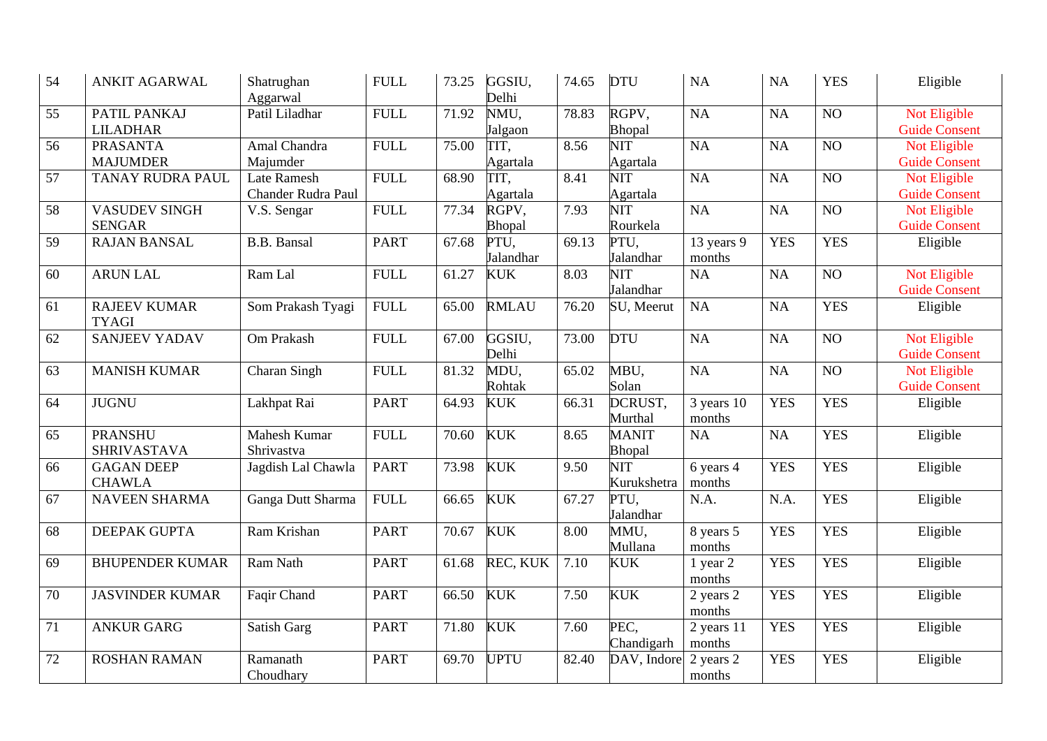| 54 | ANKIT AGARWAL | Shatrughan Aggarwal | FULL | 73.25 | GGSIU, Delhi | 74.65 | DTU | NA | NA | YES | Eligible |
|---|---|---|---|---|---|---|---|---|---|---|---|
| 55 | PATIL PANKAJ LILADHAR | Patil Liladhar | FULL | 71.92 | NMU, Jalgaon | 78.83 | RGPV, Bhopal | NA | NA | NO | Not Eligible Guide Consent |
| 56 | PRASANTA MAJUMDER | Amal Chandra Majumder | FULL | 75.00 | TIT, Agartala | 8.56 | NIT Agartala | NA | NA | NO | Not Eligible Guide Consent |
| 57 | TANAY RUDRA PAUL | Late Ramesh Chander Rudra Paul | FULL | 68.90 | TIT, Agartala | 8.41 | NIT Agartala | NA | NA | NO | Not Eligible Guide Consent |
| 58 | VASUDEV SINGH SENGAR | V.S. Sengar | FULL | 77.34 | RGPV, Bhopal | 7.93 | NIT Rourkela | NA | NA | NO | Not Eligible Guide Consent |
| 59 | RAJAN BANSAL | B.B. Bansal | PART | 67.68 | PTU, Jalandhar | 69.13 | PTU, Jalandhar | 13 years 9 months | YES | YES | Eligible |
| 60 | ARUN LAL | Ram Lal | FULL | 61.27 | KUK | 8.03 | NIT Jalandhar | NA | NA | NO | Not Eligible Guide Consent |
| 61 | RAJEEV KUMAR TYAGI | Som Prakash Tyagi | FULL | 65.00 | RMLAU | 76.20 | SU, Meerut | NA | NA | YES | Eligible |
| 62 | SANJEEV YADAV | Om Prakash | FULL | 67.00 | GGSIU, Delhi | 73.00 | DTU | NA | NA | NO | Not Eligible Guide Consent |
| 63 | MANISH KUMAR | Charan Singh | FULL | 81.32 | MDU, Rohtak | 65.02 | MBU, Solan | NA | NA | NO | Not Eligible Guide Consent |
| 64 | JUGNU | Lakhpat Rai | PART | 64.93 | KUK | 66.31 | DCRUST, Murthal | 3 years 10 months | YES | YES | Eligible |
| 65 | PRANSHU SHRIVASTAVA | Mahesh Kumar Shrivastva | FULL | 70.60 | KUK | 8.65 | MANIT Bhopal | NA | NA | YES | Eligible |
| 66 | GAGAN DEEP CHAWLA | Jagdish Lal Chawla | PART | 73.98 | KUK | 9.50 | NIT Kurukshetra | 6 years 4 months | YES | YES | Eligible |
| 67 | NAVEEN SHARMA | Ganga Dutt Sharma | FULL | 66.65 | KUK | 67.27 | PTU, Jalandhar | N.A. | N.A. | YES | Eligible |
| 68 | DEEPAK GUPTA | Ram Krishan | PART | 70.67 | KUK | 8.00 | MMU, Mullana | 8 years 5 months | YES | YES | Eligible |
| 69 | BHUPENDER KUMAR | Ram Nath | PART | 61.68 | REC, KUK | 7.10 | KUK | 1 year 2 months | YES | YES | Eligible |
| 70 | JASVINDER KUMAR | Faqir Chand | PART | 66.50 | KUK | 7.50 | KUK | 2 years 2 months | YES | YES | Eligible |
| 71 | ANKUR GARG | Satish Garg | PART | 71.80 | KUK | 7.60 | PEC, Chandigarh | 2 years 11 months | YES | YES | Eligible |
| 72 | ROSHAN RAMAN | Ramanath Choudhary | PART | 69.70 | UPTU | 82.40 | DAV, Indore | 2 years 2 months | YES | YES | Eligible |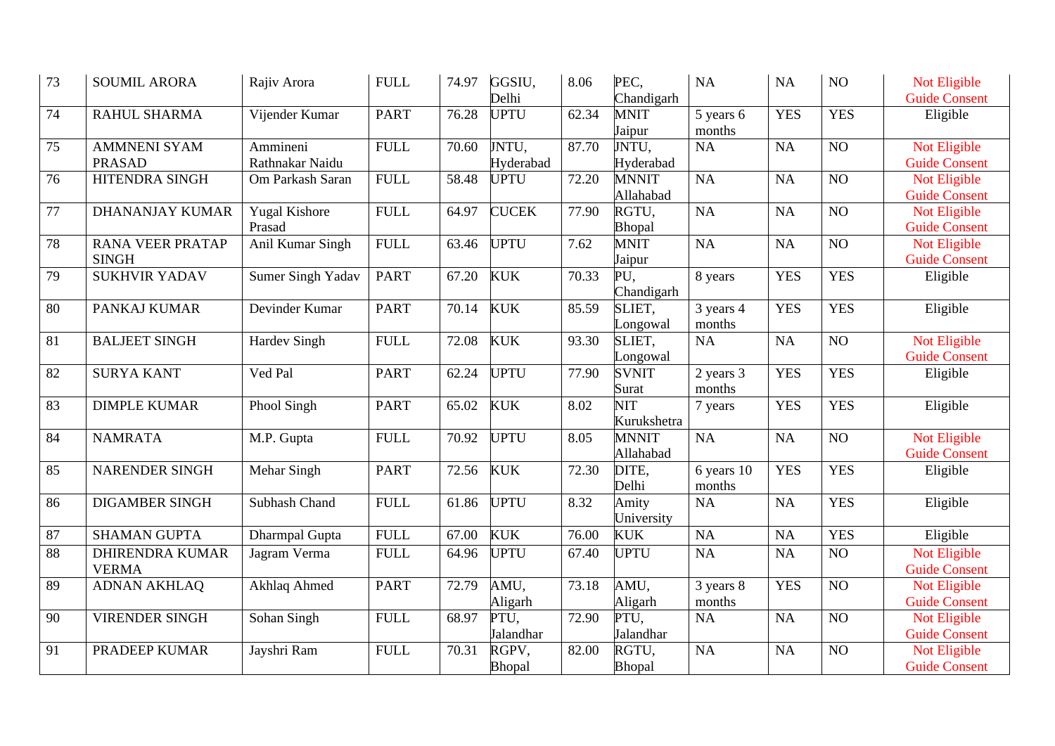| 73 | SOUMIL ARORA | Rajiv Arora | FULL | 74.97 | GGSIU, Delhi | 8.06 | PEC, Chandigarh | NA | NA | NO | Not Eligible Guide Consent |
|---|---|---|---|---|---|---|---|---|---|---|---|
| 74 | RAHUL SHARMA | Vijender Kumar | PART | 76.28 | UPTU | 62.34 | MNIT Jaipur | 5 years 6 months | YES | YES | Eligible |
| 75 | AMMNENI SYAM PRASAD | Ammineni Rathnakar Naidu | FULL | 70.60 | JNTU, Hyderabad | 87.70 | JNTU, Hyderabad | NA | NA | NO | Not Eligible Guide Consent |
| 76 | HITENDRA SINGH | Om Parkash Saran | FULL | 58.48 | UPTU | 72.20 | MNNIT Allahabad | NA | NA | NO | Not Eligible Guide Consent |
| 77 | DHANANJAY KUMAR | Yugal Kishore Prasad | FULL | 64.97 | CUCEK | 77.90 | RGTU, Bhopal | NA | NA | NO | Not Eligible Guide Consent |
| 78 | RANA VEER PRATAP SINGH | Anil Kumar Singh | FULL | 63.46 | UPTU | 7.62 | MNIT Jaipur | NA | NA | NO | Not Eligible Guide Consent |
| 79 | SUKHVIR YADAV | Sumer Singh Yadav | PART | 67.20 | KUK | 70.33 | PU, Chandigarh | 8 years | YES | YES | Eligible |
| 80 | PANKAJ KUMAR | Devinder Kumar | PART | 70.14 | KUK | 85.59 | SLIET, Longowal | 3 years 4 months | YES | YES | Eligible |
| 81 | BALJEET SINGH | Hardev Singh | FULL | 72.08 | KUK | 93.30 | SLIET, Longowal | NA | NA | NO | Not Eligible Guide Consent |
| 82 | SURYA KANT | Ved Pal | PART | 62.24 | UPTU | 77.90 | SVNIT Surat | 2 years 3 months | YES | YES | Eligible |
| 83 | DIMPLE KUMAR | Phool Singh | PART | 65.02 | KUK | 8.02 | NIT Kurukshetra | 7 years | YES | YES | Eligible |
| 84 | NAMRATA | M.P. Gupta | FULL | 70.92 | UPTU | 8.05 | MNNIT Allahabad | NA | NA | NO | Not Eligible Guide Consent |
| 85 | NARENDER SINGH | Mehar Singh | PART | 72.56 | KUK | 72.30 | DITE, Delhi | 6 years 10 months | YES | YES | Eligible |
| 86 | DIGAMBER SINGH | Subhash Chand | FULL | 61.86 | UPTU | 8.32 | Amity University | NA | NA | YES | Eligible |
| 87 | SHAMAN GUPTA | Dharmpal Gupta | FULL | 67.00 | KUK | 76.00 | KUK | NA | NA | YES | Eligible |
| 88 | DHIRENDRA KUMAR VERMA | Jagram Verma | FULL | 64.96 | UPTU | 67.40 | UPTU | NA | NA | NO | Not Eligible Guide Consent |
| 89 | ADNAN AKHLAQ | Akhlaq Ahmed | PART | 72.79 | AMU, Aligarh | 73.18 | AMU, Aligarh | 3 years 8 months | YES | NO | Not Eligible Guide Consent |
| 90 | VIRENDER SINGH | Sohan Singh | FULL | 68.97 | PTU, Jalandhar | 72.90 | PTU, Jalandhar | NA | NA | NO | Not Eligible Guide Consent |
| 91 | PRADEEP KUMAR | Jayshri Ram | FULL | 70.31 | RGPV, Bhopal | 82.00 | RGTU, Bhopal | NA | NA | NO | Not Eligible Guide Consent |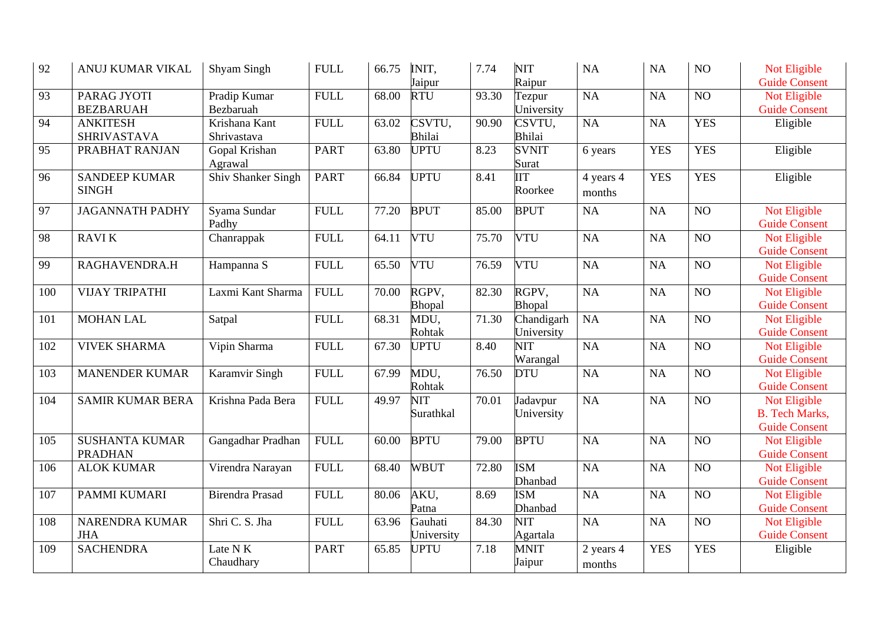| 92 | ANUJ KUMAR VIKAL | Shyam Singh | FULL | 66.75 | INIT, Jaipur | 7.74 | NIT Raipur | NA | NA | NO | Not Eligible Guide Consent |
|---|---|---|---|---|---|---|---|---|---|---|---|
| 93 | PARAG JYOTI BEZBARUAH | Pradip Kumar Bezbaruah | FULL | 68.00 | RTU | 93.30 | Tezpur University | NA | NA | NO | Not Eligible Guide Consent |
| 94 | ANKITESH SHRIVASTAVA | Krishana Kant Shrivastava | FULL | 63.02 | CSVTU, Bhilai | 90.90 | CSVTU, Bhilai | NA | NA | YES | Eligible |
| 95 | PRABHAT RANJAN | Gopal Krishan Agrawal | PART | 63.80 | UPTU | 8.23 | SVNIT Surat | 6 years | YES | YES | Eligible |
| 96 | SANDEEP KUMAR SINGH | Shiv Shanker Singh | PART | 66.84 | UPTU | 8.41 | IIT Roorkee | 4 years 4 months | YES | YES | Eligible |
| 97 | JAGANNATH PADHY | Syama Sundar Padhy | FULL | 77.20 | BPUT | 85.00 | BPUT | NA | NA | NO | Not Eligible Guide Consent |
| 98 | RAVI K | Chanrappak | FULL | 64.11 | VTU | 75.70 | VTU | NA | NA | NO | Not Eligible Guide Consent |
| 99 | RAGHAVENDRA.H | Hampanna S | FULL | 65.50 | VTU | 76.59 | VTU | NA | NA | NO | Not Eligible Guide Consent |
| 100 | VIJAY TRIPATHI | Laxmi Kant Sharma | FULL | 70.00 | RGPV, Bhopal | 82.30 | RGPV, Bhopal | NA | NA | NO | Not Eligible Guide Consent |
| 101 | MOHAN LAL | Satpal | FULL | 68.31 | MDU, Rohtak | 71.30 | Chandigarh University | NA | NA | NO | Not Eligible Guide Consent |
| 102 | VIVEK SHARMA | Vipin Sharma | FULL | 67.30 | UPTU | 8.40 | NIT Warangal | NA | NA | NO | Not Eligible Guide Consent |
| 103 | MANENDER KUMAR | Karamvir Singh | FULL | 67.99 | MDU, Rohtak | 76.50 | DTU | NA | NA | NO | Not Eligible Guide Consent |
| 104 | SAMIR KUMAR BERA | Krishna Pada Bera | FULL | 49.97 | NIT Surathkal | 70.01 | Jadavpur University | NA | NA | NO | Not Eligible B. Tech Marks, Guide Consent |
| 105 | SUSHANTA KUMAR PRADHAN | Gangadhar Pradhan | FULL | 60.00 | BPTU | 79.00 | BPTU | NA | NA | NO | Not Eligible Guide Consent |
| 106 | ALOK KUMAR | Virendra Narayan | FULL | 68.40 | WBUT | 72.80 | ISM Dhanbad | NA | NA | NO | Not Eligible Guide Consent |
| 107 | PAMMI KUMARI | Birendra Prasad | FULL | 80.06 | AKU, Patna | 8.69 | ISM Dhanbad | NA | NA | NO | Not Eligible Guide Consent |
| 108 | NARENDRA KUMAR JHA | Shri C. S. Jha | FULL | 63.96 | Gauhati University | 84.30 | NIT Agartala | NA | NA | NO | Not Eligible Guide Consent |
| 109 | SACHENDRA | Late N K Chaudhary | PART | 65.85 | UPTU | 7.18 | MNIT Jaipur | 2 years 4 months | YES | YES | Eligible |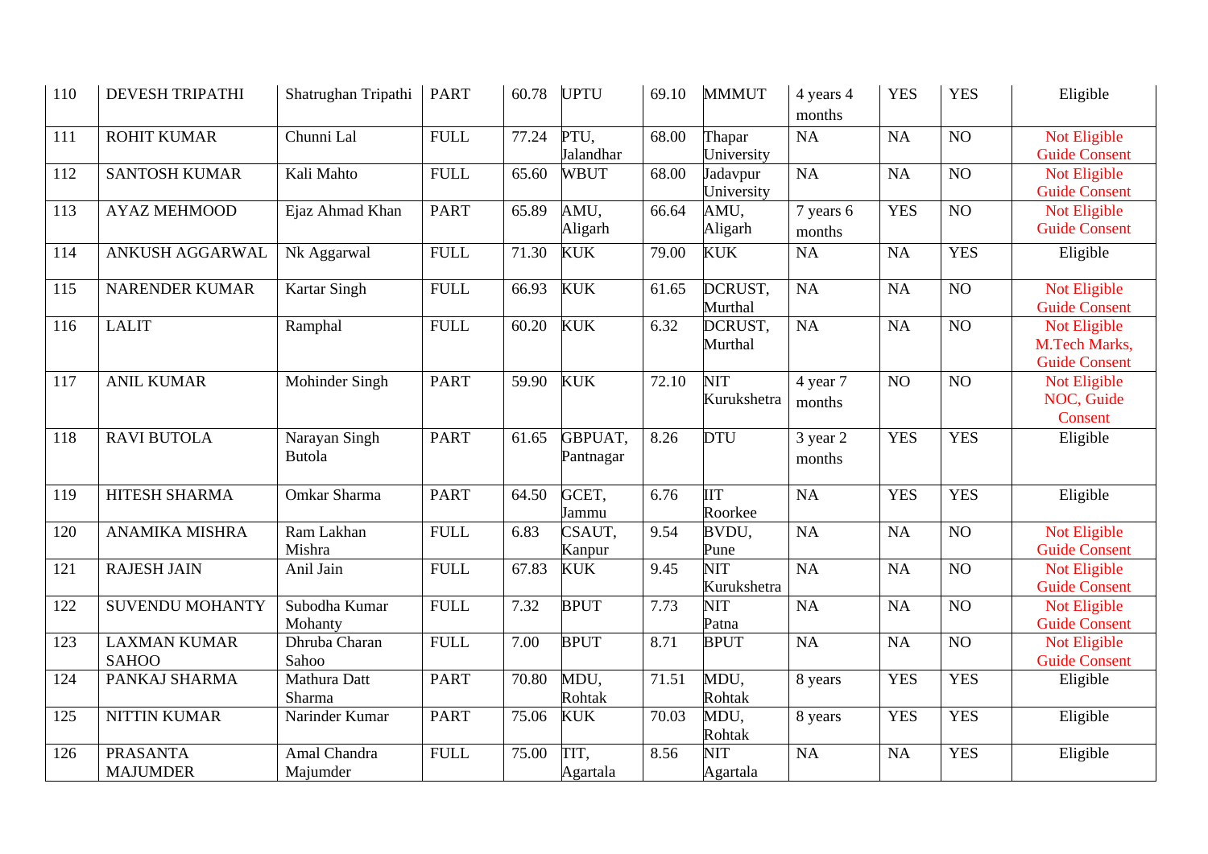| 110 | DEVESH TRIPATHI | Shatrughan Tripathi | PART | 60.78 | UPTU | 69.10 | MMMUT | 4 years 4 months | YES | YES | Eligible |
|---|---|---|---|---|---|---|---|---|---|---|---|
| 111 | ROHIT KUMAR | Chunni Lal | FULL | 77.24 | PTU, Jalandhar | 68.00 | Thapar University | NA | NA | NO | Not Eligible Guide Consent |
| 112 | SANTOSH KUMAR | Kali Mahto | FULL | 65.60 | WBUT | 68.00 | Jadavpur University | NA | NA | NO | Not Eligible Guide Consent |
| 113 | AYAZ MEHMOOD | Ejaz Ahmad Khan | PART | 65.89 | AMU, Aligarh | 66.64 | AMU, Aligarh | 7 years 6 months | YES | NO | Not Eligible Guide Consent |
| 114 | ANKUSH AGGARWAL | Nk Aggarwal | FULL | 71.30 | KUK | 79.00 | KUK | NA | NA | YES | Eligible |
| 115 | NARENDER KUMAR | Kartar Singh | FULL | 66.93 | KUK | 61.65 | DCRUST, Murthal | NA | NA | NO | Not Eligible Guide Consent |
| 116 | LALIT | Ramphal | FULL | 60.20 | KUK | 6.32 | DCRUST, Murthal | NA | NA | NO | Not Eligible M.Tech Marks, Guide Consent |
| 117 | ANIL KUMAR | Mohinder Singh | PART | 59.90 | KUK | 72.10 | NIT Kurukshetra | 4 year 7 months | NO | NO | Not Eligible NOC, Guide Consent |
| 118 | RAVI BUTOLA | Narayan Singh Butola | PART | 61.65 | GBPUAT, Pantnagar | 8.26 | DTU | 3 year 2 months | YES | YES | Eligible |
| 119 | HITESH SHARMA | Omkar Sharma | PART | 64.50 | GCET, Jammu | 6.76 | IIT Roorkee | NA | YES | YES | Eligible |
| 120 | ANAMIKA MISHRA | Ram Lakhan Mishra | FULL | 6.83 | CSAUT, Kanpur | 9.54 | BVDU, Pune | NA | NA | NO | Not Eligible Guide Consent |
| 121 | RAJESH JAIN | Anil Jain | FULL | 67.83 | KUK | 9.45 | NIT Kurukshetra | NA | NA | NO | Not Eligible Guide Consent |
| 122 | SUVENDU MOHANTY | Subodha Kumar Mohanty | FULL | 7.32 | BPUT | 7.73 | NIT Patna | NA | NA | NO | Not Eligible Guide Consent |
| 123 | LAXMAN KUMAR SAHOO | Dhruba Charan Sahoo | FULL | 7.00 | BPUT | 8.71 | BPUT | NA | NA | NO | Not Eligible Guide Consent |
| 124 | PANKAJ SHARMA | Mathura Datt Sharma | PART | 70.80 | MDU, Rohtak | 71.51 | MDU, Rohtak | 8 years | YES | YES | Eligible |
| 125 | NITTIN KUMAR | Narinder Kumar | PART | 75.06 | KUK | 70.03 | MDU, Rohtak | 8 years | YES | YES | Eligible |
| 126 | PRASANTA MAJUMDER | Amal Chandra Majumder | FULL | 75.00 | TIT, Agartala | 8.56 | NIT Agartala | NA | NA | YES | Eligible |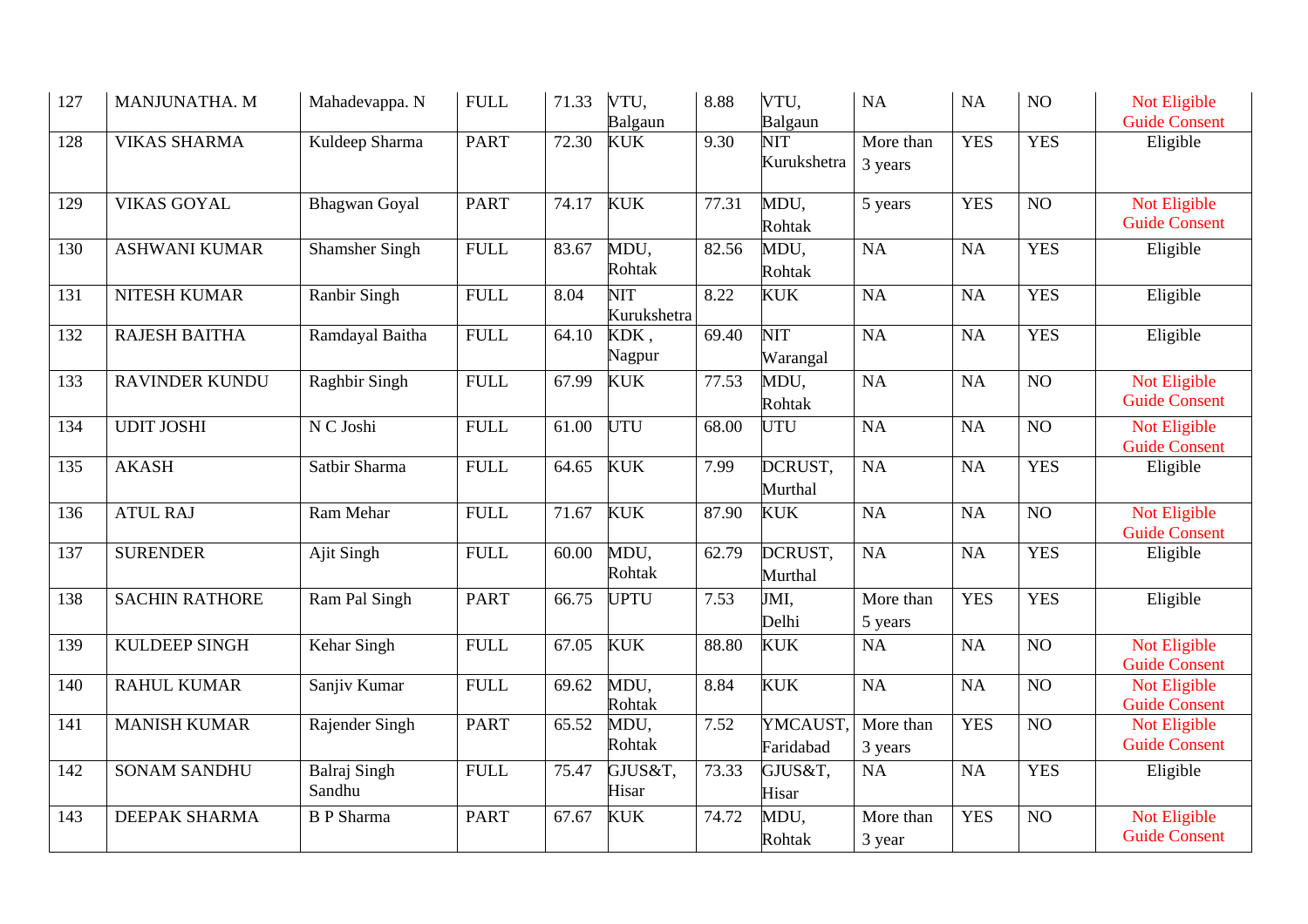| 127 | MANJUNATHA. M | Mahadevappa. N | FULL | 71.33 | VTU, Balgaun | 8.88 | VTU, Balgaun | NA | NA | NO | Not Eligible Guide Consent |
|---|---|---|---|---|---|---|---|---|---|---|---|
| 128 | VIKAS SHARMA | Kuldeep Sharma | PART | 72.30 | KUK | 9.30 | NIT Kurukshetra | More than 3 years | YES | YES | Eligible |
| 129 | VIKAS GOYAL | Bhagwan Goyal | PART | 74.17 | KUK | 77.31 | MDU, Rohtak | 5 years | YES | NO | Not Eligible Guide Consent |
| 130 | ASHWANI KUMAR | Shamsher Singh | FULL | 83.67 | MDU, Rohtak | 82.56 | MDU, Rohtak | NA | NA | YES | Eligible |
| 131 | NITESH KUMAR | Ranbir Singh | FULL | 8.04 | NIT Kurukshetra | 8.22 | KUK | NA | NA | YES | Eligible |
| 132 | RAJESH BAITHA | Ramdayal Baitha | FULL | 64.10 | KDK , Nagpur | 69.40 | NIT Warangal | NA | NA | YES | Eligible |
| 133 | RAVINDER KUNDU | Raghbir Singh | FULL | 67.99 | KUK | 77.53 | MDU, Rohtak | NA | NA | NO | Not Eligible Guide Consent |
| 134 | UDIT JOSHI | N C Joshi | FULL | 61.00 | UTU | 68.00 | UTU | NA | NA | NO | Not Eligible Guide Consent |
| 135 | AKASH | Satbir Sharma | FULL | 64.65 | KUK | 7.99 | DCRUST, Murthal | NA | NA | YES | Eligible |
| 136 | ATUL RAJ | Ram Mehar | FULL | 71.67 | KUK | 87.90 | KUK | NA | NA | NO | Not Eligible Guide Consent |
| 137 | SURENDER | Ajit Singh | FULL | 60.00 | MDU, Rohtak | 62.79 | DCRUST, Murthal | NA | NA | YES | Eligible |
| 138 | SACHIN RATHORE | Ram Pal Singh | PART | 66.75 | UPTU | 7.53 | JMI, Delhi | More than 5 years | YES | YES | Eligible |
| 139 | KULDEEP SINGH | Kehar Singh | FULL | 67.05 | KUK | 88.80 | KUK | NA | NA | NO | Not Eligible Guide Consent |
| 140 | RAHUL KUMAR | Sanjiv Kumar | FULL | 69.62 | MDU, Rohtak | 8.84 | KUK | NA | NA | NO | Not Eligible Guide Consent |
| 141 | MANISH KUMAR | Rajender Singh | PART | 65.52 | MDU, Rohtak | 7.52 | YMCAUST, Faridabad | More than 3 years | YES | NO | Not Eligible Guide Consent |
| 142 | SONAM SANDHU | Balraj Singh Sandhu | FULL | 75.47 | GJUS&T, Hisar | 73.33 | GJUS&T, Hisar | NA | NA | YES | Eligible |
| 143 | DEEPAK SHARMA | B P Sharma | PART | 67.67 | KUK | 74.72 | MDU, Rohtak | More than 3 year | YES | NO | Not Eligible Guide Consent |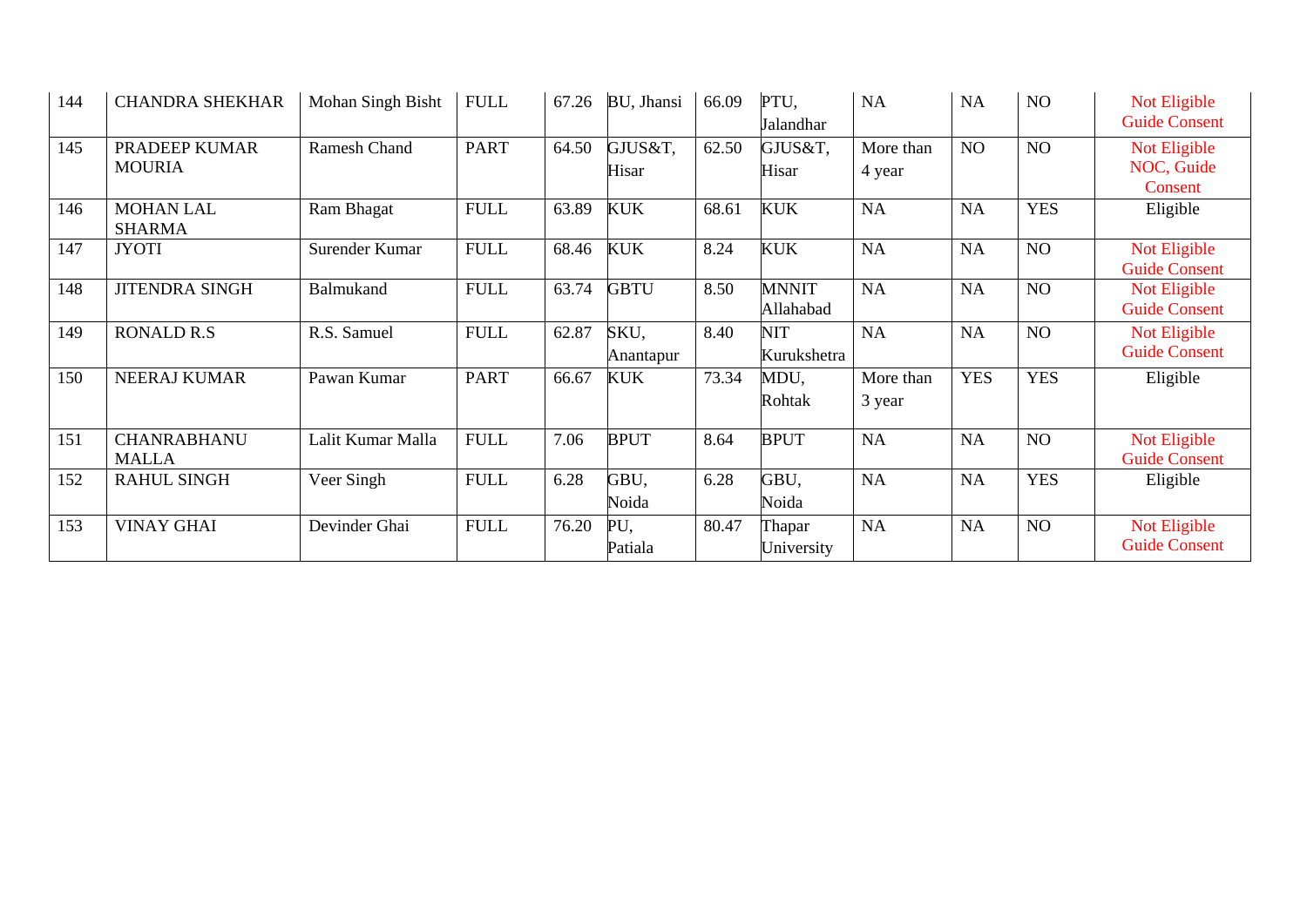| | | | | | | | | | | | |
|---|---|---|---|---|---|---|---|---|---|---|---|
| 144 | CHANDRA SHEKHAR | Mohan Singh Bisht | FULL | 67.26 | BU, Jhansi | 66.09 | PTU, Jalandhar | NA | NA | NO | Not Eligible Guide Consent |
| 145 | PRADEEP KUMAR MOURIA | Ramesh Chand | PART | 64.50 | GJUS&T, Hisar | 62.50 | GJUS&T, Hisar | More than 4 year | NO | NO | Not Eligible NOC, Guide Consent |
| 146 | MOHAN LAL SHARMA | Ram Bhagat | FULL | 63.89 | KUK | 68.61 | KUK | NA | NA | YES | Eligible |
| 147 | JYOTI | Surender Kumar | FULL | 68.46 | KUK | 8.24 | KUK | NA | NA | NO | Not Eligible Guide Consent |
| 148 | JITENDRA SINGH | Balmukand | FULL | 63.74 | GBTU | 8.50 | MNNIT Allahabad | NA | NA | NO | Not Eligible Guide Consent |
| 149 | RONALD R.S | R.S. Samuel | FULL | 62.87 | SKU, Anantapur | 8.40 | NIT Kurukshetra | NA | NA | NO | Not Eligible Guide Consent |
| 150 | NEERAJ KUMAR | Pawan Kumar | PART | 66.67 | KUK | 73.34 | MDU, Rohtak | More than 3 year | YES | YES | Eligible |
| 151 | CHANRABHANU MALLA | Lalit Kumar Malla | FULL | 7.06 | BPUT | 8.64 | BPUT | NA | NA | NO | Not Eligible Guide Consent |
| 152 | RAHUL SINGH | Veer Singh | FULL | 6.28 | GBU, Noida | 6.28 | GBU, Noida | NA | NA | YES | Eligible |
| 153 | VINAY GHAI | Devinder Ghai | FULL | 76.20 | PU, Patiala | 80.47 | Thapar University | NA | NA | NO | Not Eligible Guide Consent |